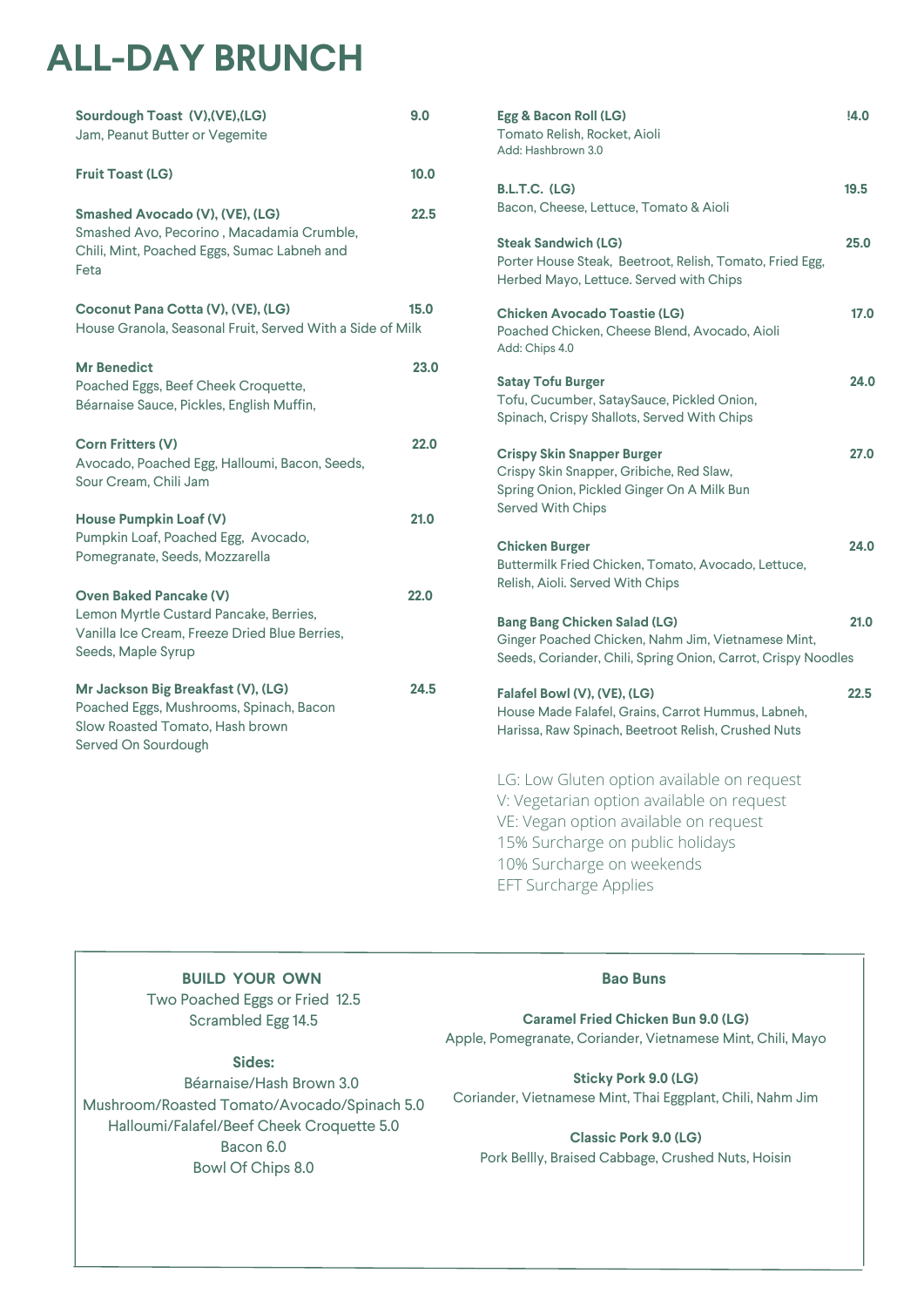# ALL-DAY BRUNCH

**Sourdough Toast (V),(VE),(LG)** 9.0
Jam, Peanut Butter or Vegemite

**Fruit Toast (LG)** 10.0

**Smashed Avocado (V), (VE), (LG)** 22.5
Smashed Avo, Pecorino , Macadamia Crumble, Chili, Mint, Poached Eggs, Sumac Labneh and Feta

**Coconut Pana Cotta (V), (VE), (LG)** 15.0
House Granola, Seasonal Fruit, Served With a Side of Milk

**Mr Benedict** 23.0
Poached Eggs, Beef Cheek Croquette, Béarnaise Sauce, Pickles, English Muffin,

**Corn Fritters (V)** 22.0
Avocado, Poached Egg, Halloumi, Bacon, Seeds, Sour Cream, Chili Jam

**House Pumpkin Loaf (V)** 21.0
Pumpkin Loaf, Poached Egg, Avocado, Pomegranate, Seeds, Mozzarella

**Oven Baked Pancake (V)** 22.0
Lemon Myrtle Custard Pancake, Berries, Vanilla Ice Cream, Freeze Dried Blue Berries, Seeds, Maple Syrup

**Mr Jackson Big Breakfast (V), (LG)** 24.5
Poached Eggs, Mushrooms, Spinach, Bacon
Slow Roasted Tomato, Hash brown
Served On Sourdough

**Egg & Bacon Roll (LG)** !4.0
Tomato Relish, Rocket, Aioli
Add: Hashbrown 3.0

**B.L.T.C. (LG)** 19.5
Bacon, Cheese, Lettuce, Tomato & Aioli

**Steak Sandwich (LG)** 25.0
Porter House Steak, Beetroot, Relish, Tomato, Fried Egg, Herbed Mayo, Lettuce. Served with Chips

**Chicken Avocado Toastie (LG)** 17.0
Poached Chicken, Cheese Blend, Avocado, Aioli
Add: Chips 4.0

**Satay Tofu Burger** 24.0
Tofu, Cucumber, SataySauce, Pickled Onion, Spinach, Crispy Shallots, Served With Chips

**Crispy Skin Snapper Burger** 27.0
Crispy Skin Snapper, Gribiche, Red Slaw, Spring Onion, Pickled Ginger On A Milk Bun
Served With Chips

**Chicken Burger** 24.0
Buttermilk Fried Chicken, Tomato, Avocado, Lettuce, Relish, Aioli. Served With Chips

**Bang Bang Chicken Salad (LG)** 21.0
Ginger Poached Chicken, Nahm Jim, Vietnamese Mint, Seeds, Coriander, Chili, Spring Onion, Carrot, Crispy Noodles

**Falafel Bowl (V), (VE), (LG)** 22.5
House Made Falafel, Grains, Carrot Hummus, Labneh, Harissa, Raw Spinach, Beetroot Relish, Crushed Nuts

LG: Low Gluten option available on request
V: Vegetarian option available on request
VE: Vegan option available on request
15% Surcharge on public holidays
10% Surcharge on weekends
EFT Surcharge Applies

**BUILD YOUR OWN**
Two Poached Eggs or Fried 12.5
Scrambled Egg 14.5

**Sides:**
Béarnaise/Hash Brown 3.0
Mushroom/Roasted Tomato/Avocado/Spinach 5.0
Halloumi/Falafel/Beef Cheek Croquette 5.0
Bacon 6.0
Bowl Of Chips 8.0

**Bao Buns**

**Caramel Fried Chicken Bun 9.0 (LG)**
Apple, Pomegranate, Coriander, Vietnamese Mint, Chili, Mayo

**Sticky Pork 9.0 (LG)**
Coriander, Vietnamese Mint, Thai Eggplant, Chili, Nahm Jim

**Classic Pork 9.0 (LG)**
Pork Bellly, Braised Cabbage, Crushed Nuts, Hoisin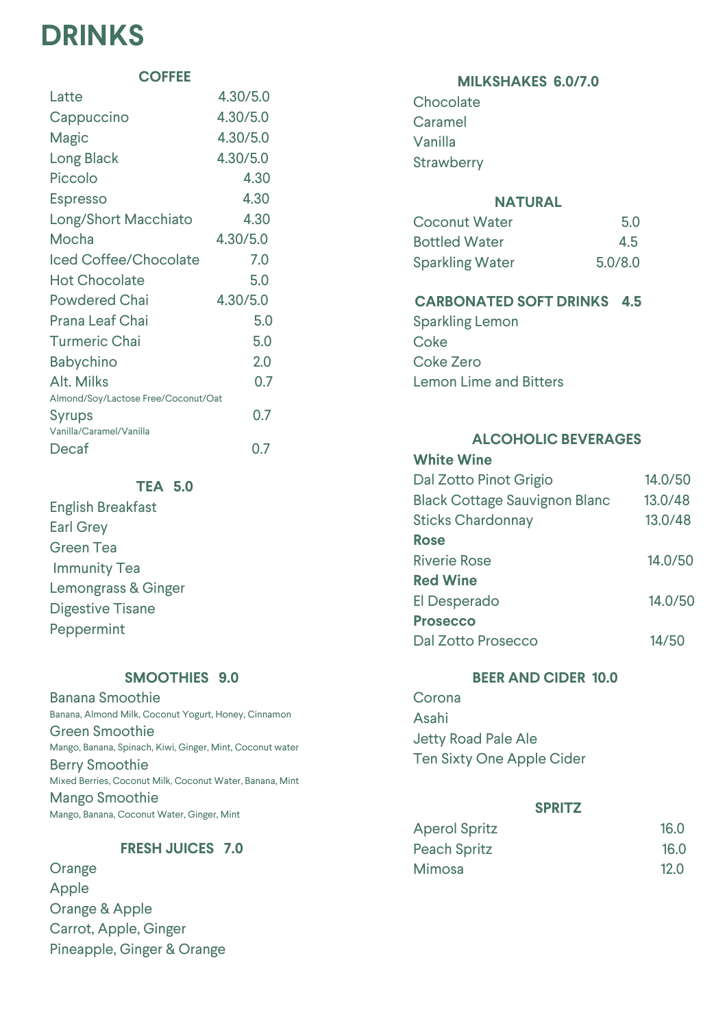# DRINKS

## COFFEE

| | |
|---|---|
| Latte | 4.30/5.0 |
| Cappuccino | 4.30/5.0 |
| Magic | 4.30/5.0 |
| Long Black | 4.30/5.0 |
| Piccolo | 4.30 |
| Espresso | 4.30 |
| Long/Short Macchiato | 4.30 |
| Mocha | 4.30/5.0 |
| Iced Coffee/Chocolate | 7.0 |
| Hot Chocolate | 5.0 |
| Powdered Chai | 4.30/5.0 |
| Prana Leaf Chai | 5.0 |
| Turmeric Chai | 5.0 |
| Babychino | 2.0 |
| Alt. Milks<br>Almond/Soy/Lactose Free/Coconut/Oat | 0.7 |
| Syrups<br>Vanilla/Caramel/Vanilla | 0.7 |
| Decaf | 0.7 |

## TEA 5.0

- English Breakfast
- Earl Grey
- Green Tea
- Immunity Tea
- Lemongrass & Ginger
- Digestive Tisane
- Peppermint

## SMOOTHIES 9.0

Banana Smoothie
Banana, Almond Milk, Coconut Yogurt, Honey, Cinnamon

Green Smoothie
Mango, Banana, Spinach, Kiwi, Ginger, Mint, Coconut water

Berry Smoothie
Mixed Berries, Coconut Milk, Coconut Water, Banana, Mint

Mango Smoothie
Mango, Banana, Coconut Water, Ginger, Mint

## FRESH JUICES 7.0

- Orange
- Apple
- Orange & Apple
- Carrot, Apple, Ginger
- Pineapple, Ginger & Orange

## MILKSHAKES 6.0/7.0

- Chocolate
- Caramel
- Vanilla
- Strawberry

## NATURAL

| | |
|---|---|
| Coconut Water | 5.0 |
| Bottled Water | 4.5 |
| Sparkling Water | 5.0/8.0 |

## CARBONATED SOFT DRINKS 4.5

- Sparkling Lemon
- Coke
- Coke Zero
- Lemon Lime and Bitters

## ALCOHOLIC BEVERAGES

| | |
|---|---|
| **White Wine** | |
| Dal Zotto Pinot Grigio | 14.0/50 |
| Black Cottage Sauvignon Blanc | 13.0/48 |
| Sticks Chardonnay | 13.0/48 |
| **Rose** | |
| Riverie Rose | 14.0/50 |
| **Red Wine** | |
| El Desperado | 14.0/50 |
| **Prosecco** | |
| Dal Zotto Prosecco | 14/50 |

## BEER AND CIDER 10.0

- Corona
- Asahi
- Jetty Road Pale Ale
- Ten Sixty One Apple Cider

## SPRITZ

| | |
|---|---|
| Aperol Spritz | 16.0 |
| Peach Spritz | 16.0 |
| Mimosa | 12.0 |